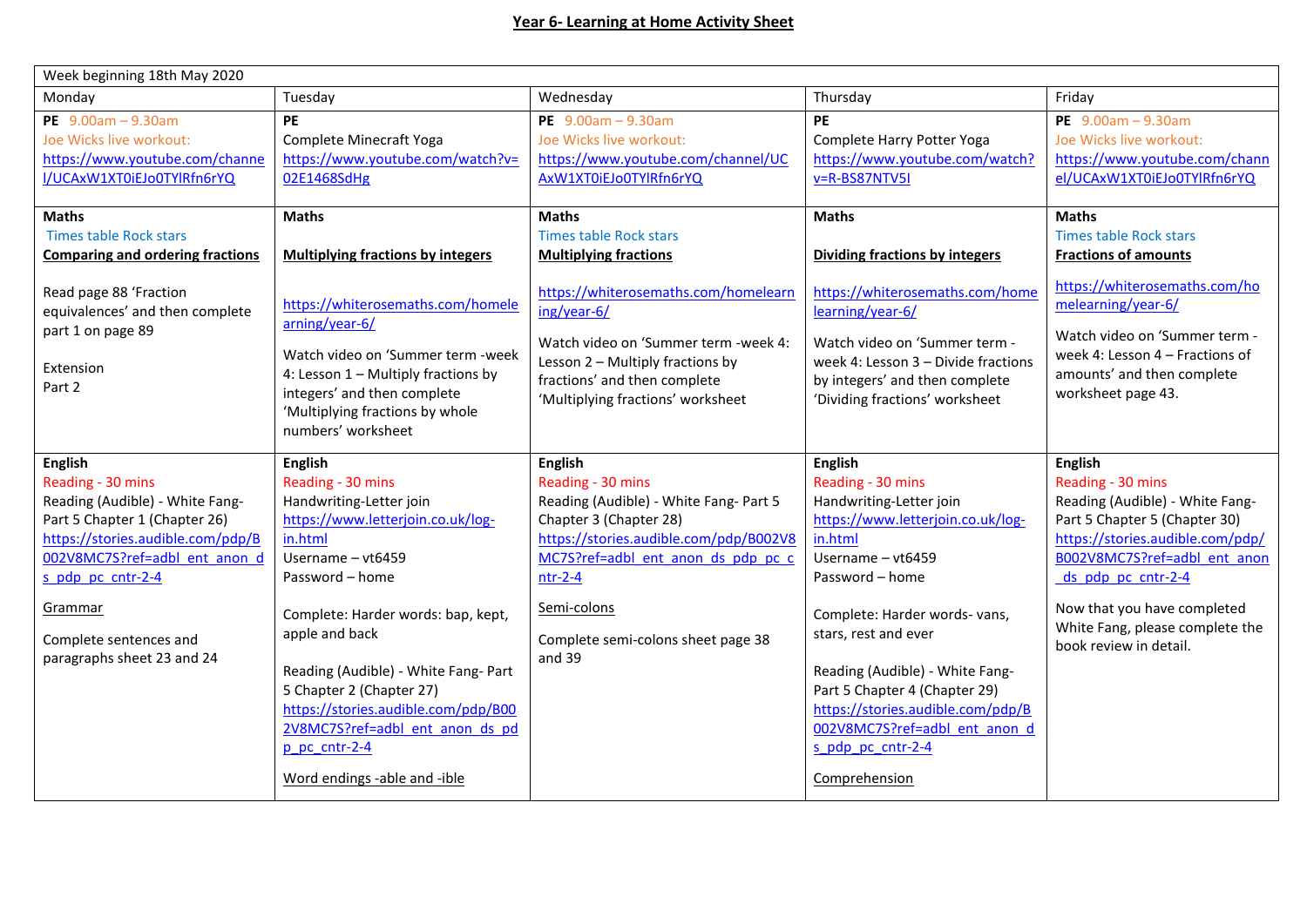# Year 6- Learning at Home Activity Sheet

| Week beginning 18th May 2020 | | | | |
|---|---|---|---|---|
| Monday | Tuesday | Wednesday | Thursday | Friday |
| **PE** 9.00am – 9.30am<br>Joe Wicks live workout:<br>https://www.youtube.com/channel/UCAxW1XT0iEJo0TYlRfn6rYQ | **PE**<br>Complete Minecraft Yoga<br>https://www.youtube.com/watch?v=02E1468SdHg | **PE** 9.00am – 9.30am<br>Joe Wicks live workout:<br>https://www.youtube.com/channel/UCAxW1XT0iEJo0TYlRfn6rYQ | **PE**<br>Complete Harry Potter Yoga<br>https://www.youtube.com/watch?v=R-BS87NTV5I | **PE** 9.00am – 9.30am<br>Joe Wicks live workout:<br>https://www.youtube.com/channel/UCAxW1XT0iEJo0TYlRfn6rYQ |
| **Maths**<br>Times table Rock stars<br>**Comparing and ordering fractions**<br><br>Read page 88 'Fraction equivalences' and then complete part 1 on page 89<br><br>Extension<br>Part 2 | **Maths**<br><br>**Multiplying fractions by integers**<br><br>https://whiterosemaths.com/homelearning/year-6/<br><br>Watch video on 'Summer term -week 4: Lesson 1 – Multiply fractions by integers' and then complete 'Multiplying fractions by whole numbers' worksheet | **Maths**<br>Times table Rock stars<br>**Multiplying fractions**<br><br>https://whiterosemaths.com/homelearning/year-6/<br><br>Watch video on 'Summer term -week 4: Lesson 2 – Multiply fractions by fractions' and then complete 'Multiplying fractions' worksheet | **Maths**<br><br>**Dividing fractions by integers**<br><br>https://whiterosemaths.com/homelearning/year-6/<br><br>Watch video on 'Summer term - week 4: Lesson 3 – Divide fractions by integers' and then complete 'Dividing fractions' worksheet | **Maths**<br>Times table Rock stars<br>**Fractions of amounts**<br><br>https://whiterosemaths.com/homelearning/year-6/<br><br>Watch video on 'Summer term - week 4: Lesson 4 – Fractions of amounts' and then complete worksheet page 43. |
| **English**<br>Reading - 30 mins<br>Reading (Audible) - White Fang- Part 5 Chapter 1 (Chapter 26)<br>https://stories.audible.com/pdp/B002V8MC7S?ref=adbl_ent_anon_ds_pdp_pc_cntr-2-4<br><br>Grammar<br><br>Complete sentences and paragraphs sheet 23 and 24 | **English**<br>Reading - 30 mins<br>Handwriting-Letter join<br>https://www.letterjoin.co.uk/log-in.html<br>Username – vt6459<br>Password – home<br><br>Complete: Harder words: bap, kept, apple and back<br><br>Reading (Audible) - White Fang- Part 5 Chapter 2 (Chapter 27)<br>https://stories.audible.com/pdp/B002V8MC7S?ref=adbl_ent_anon_ds_pdp_pc_cntr-2-4<br><br>Word endings -able and -ible | **English**<br>Reading - 30 mins<br>Reading (Audible) - White Fang- Part 5 Chapter 3 (Chapter 28)<br>https://stories.audible.com/pdp/B002V8MC7S?ref=adbl_ent_anon_ds_pdp_pc_cntr-2-4<br><br>Semi-colons<br><br>Complete semi-colons sheet page 38 and 39 | **English**<br>Reading - 30 mins<br>Handwriting-Letter join<br>https://www.letterjoin.co.uk/log-in.html<br>Username – vt6459<br>Password – home<br><br>Complete: Harder words- vans, stars, rest and ever<br><br>Reading (Audible) - White Fang- Part 5 Chapter 4 (Chapter 29)<br>https://stories.audible.com/pdp/B002V8MC7S?ref=adbl_ent_anon_ds_pdp_pc_cntr-2-4<br><br>Comprehension | **English**<br>Reading - 30 mins<br>Reading (Audible) - White Fang- Part 5 Chapter 5 (Chapter 30)<br>https://stories.audible.com/pdp/B002V8MC7S?ref=adbl_ent_anon_ds_pdp_pc_cntr-2-4<br><br>Now that you have completed White Fang, please complete the book review in detail. |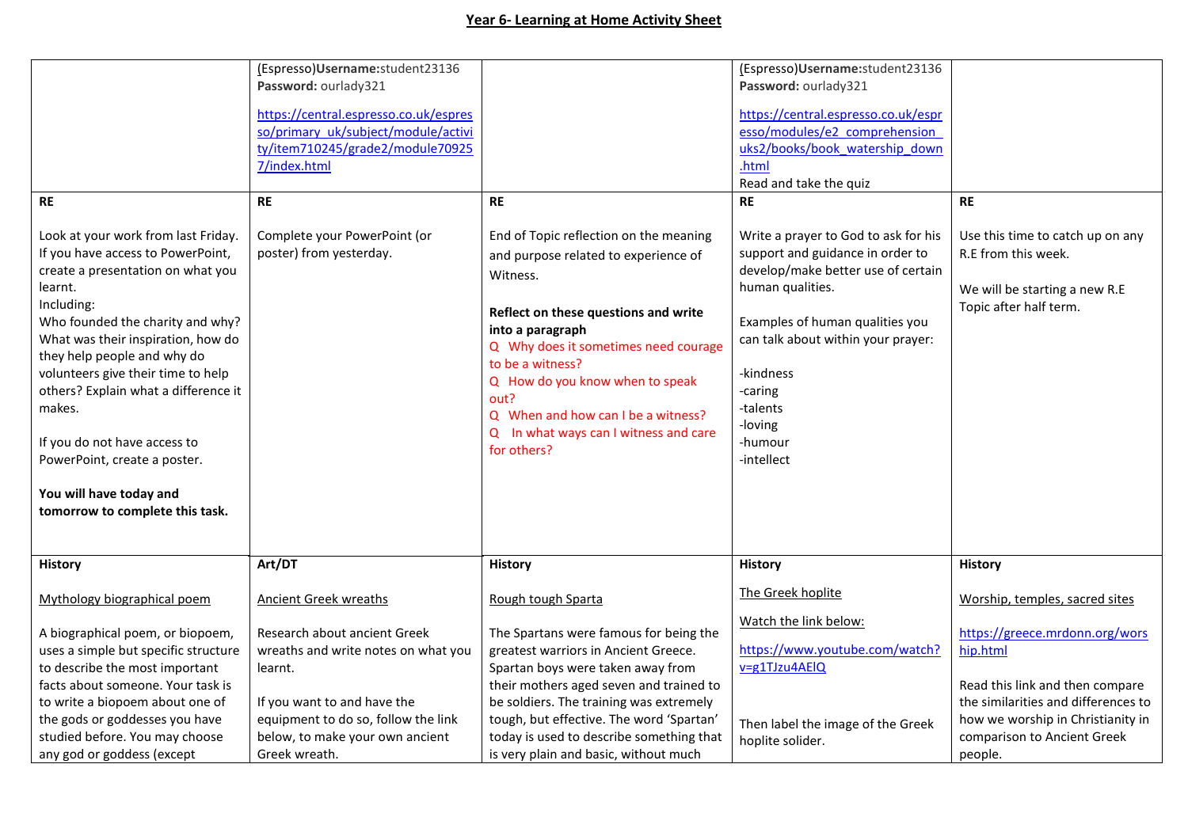**Year 6- Learning at Home Activity Sheet**

| | | | | |
|---|---|---|---|---|
| | (Espresso)**Username:**student23136<br>**Password:** ourlady321<br><br>https://central.espresso.co.uk/espresso/primary_uk/subject/module/activity/item710245/grade2/module709257/index.html | | (Espresso)**Username:**student23136<br>**Password:** ourlady321<br><br>https://central.espresso.co.uk/espresso/modules/e2_comprehension_uks2/books/book_watership_down.html<br>Read and take the quiz | |
| **RE**<br><br>Look at your work from last Friday. If you have access to PowerPoint, create a presentation on what you learnt.<br>Including:<br>Who founded the charity and why? What was their inspiration, how do they help people and why do volunteers give their time to help others? Explain what a difference it makes.<br><br>If you do not have access to PowerPoint, create a poster.<br><br>**You will have today and tomorrow to complete this task.** | **RE**<br><br>Complete your PowerPoint (or poster) from yesterday. | **RE**<br><br>End of Topic reflection on the meaning and purpose related to experience of Witness.<br><br>**Reflect on these questions and write into a paragraph**<br>Q Why does it sometimes need courage to be a witness?<br>Q How do you know when to speak out?<br>Q When and how can I be a witness?<br>Q In what ways can I witness and care for others? | **RE**<br><br>Write a prayer to God to ask for his support and guidance in order to develop/make better use of certain human qualities.<br><br>Examples of human qualities you can talk about within your prayer:<br><br>-kindness<br>-caring<br>-talents<br>-loving<br>-humour<br>-intellect | **RE**<br><br>Use this time to catch up on any R.E from this week.<br><br>We will be starting a new R.E Topic after half term. |
| **History**<br><br>Mythology biographical poem<br><br>A biographical poem, or biopoem, uses a simple but specific structure to describe the most important facts about someone. Your task is to write a biopoem about one of the gods or goddesses you have studied before. You may choose any god or goddess (except | **Art/DT**<br><br>Ancient Greek wreaths<br><br>Research about ancient Greek wreaths and write notes on what you learnt.<br><br>If you want to and have the equipment to do so, follow the link below, to make your own ancient Greek wreath. | **History**<br><br>Rough tough Sparta<br><br>The Spartans were famous for being the greatest warriors in Ancient Greece. Spartan boys were taken away from their mothers aged seven and trained to be soldiers. The training was extremely tough, but effective. The word 'Spartan' today is used to describe something that is very plain and basic, without much | **History**<br><br>The Greek hoplite<br><br>Watch the link below:<br><br>https://www.youtube.com/watch?v=g1TJzu4AElQ<br><br>Then label the image of the Greek hoplite solider. | **History**<br><br>Worship, temples, sacred sites<br><br>https://greece.mrdonn.org/worship.html<br><br>Read this link and then compare the similarities and differences to how we worship in Christianity in comparison to Ancient Greek people. |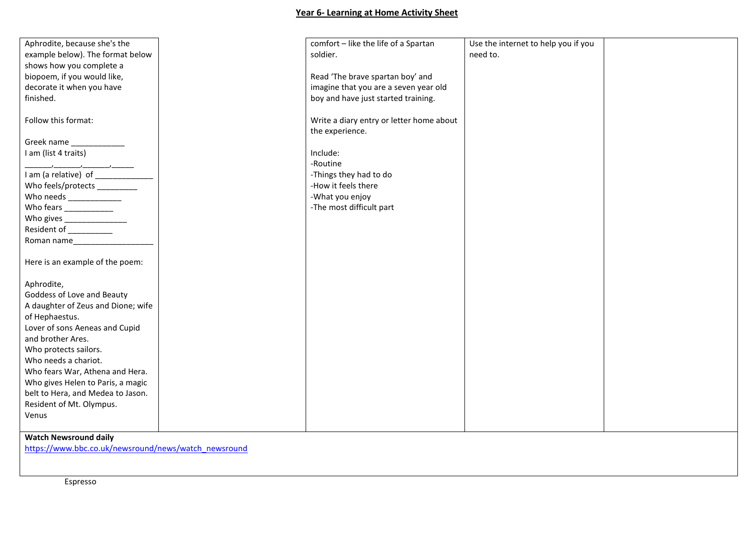## Year 6- Learning at Home Activity Sheet

| | | | | |
|---|---|---|---|---|
| Aphrodite, because she's the example below). The format below shows how you complete a biopoem, if you would like, decorate it when you have finished.<br><br>Follow this format:<br><br>Greek name ____________<br>I am (list 4 traits)<br>______,______,______,_____<br>I am (a relative) of _____________<br>Who feels/protects _________<br>Who needs ____________<br>Who fears ___________<br>Who gives ______________<br>Resident of __________<br>Roman name__________________<br><br>Here is an example of the poem:<br><br>Aphrodite,<br>Goddess of Love and Beauty<br>A daughter of Zeus and Dione; wife of Hephaestus.<br>Lover of sons Aeneas and Cupid and brother Ares.<br>Who protects sailors.<br>Who needs a chariot.<br>Who fears War, Athena and Hera.<br>Who gives Helen to Paris, a magic belt to Hera, and Medea to Jason.<br>Resident of Mt. Olympus.<br>Venus | | comfort – like the life of a Spartan soldier.<br><br>Read 'The brave spartan boy' and imagine that you are a seven year old boy and have just started training.<br><br>Write a diary entry or letter home about the experience.<br><br>Include:<br>-Routine<br>-Things they had to do<br>-How it feels there<br>-What you enjoy<br>-The most difficult part | Use the internet to help you if you need to. | |

**Watch Newsround daily**
https://www.bbc.co.uk/newsround/news/watch_newsround

Espresso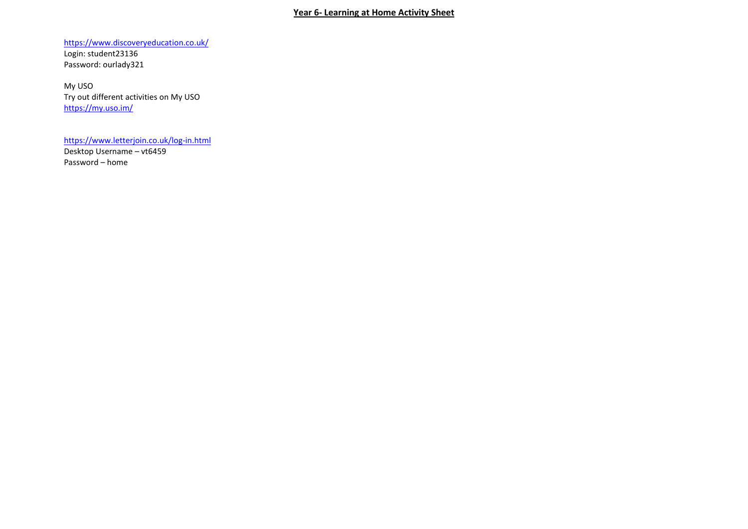**Year 6- Learning at Home Activity Sheet**

https://www.discoveryeducation.co.uk/
Login: student23136
Password: ourlady321

My USO
Try out different activities on My USO
https://my.uso.im/

https://www.letterjoin.co.uk/log-in.html
Desktop Username – vt6459
Password – home